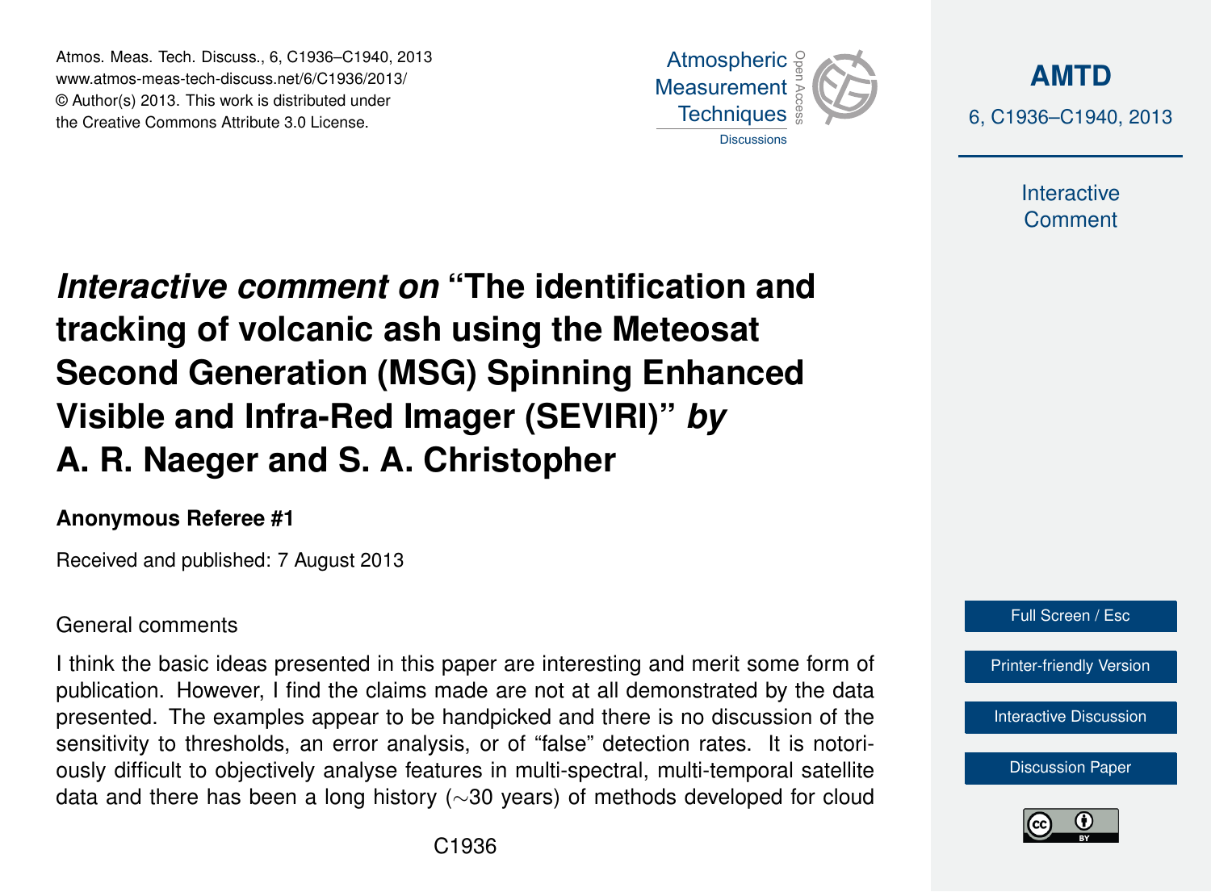# *Interactive comment on* "The identification and tracking of volcanic ash using the Meteosat Second Generation (MSG) Spinning Enhanced Visible and Infra-Red Imager (SEVIRI)" *by* A. R. Naeger and S. A. Christopher

**Anonymous Referee #1**

Received and published: 7 August 2013

General comments

I think the basic ideas presented in this paper are interesting and merit some form of publication. However, I find the claims made are not at all demonstrated by the data presented. The examples appear to be handpicked and there is no discussion of the sensitivity to thresholds, an error analysis, or of "false" detection rates. It is notoriously difficult to objectively analyse features in multi-spectral, multi-temporal satellite data and there has been a long history (∼30 years) of methods developed for cloud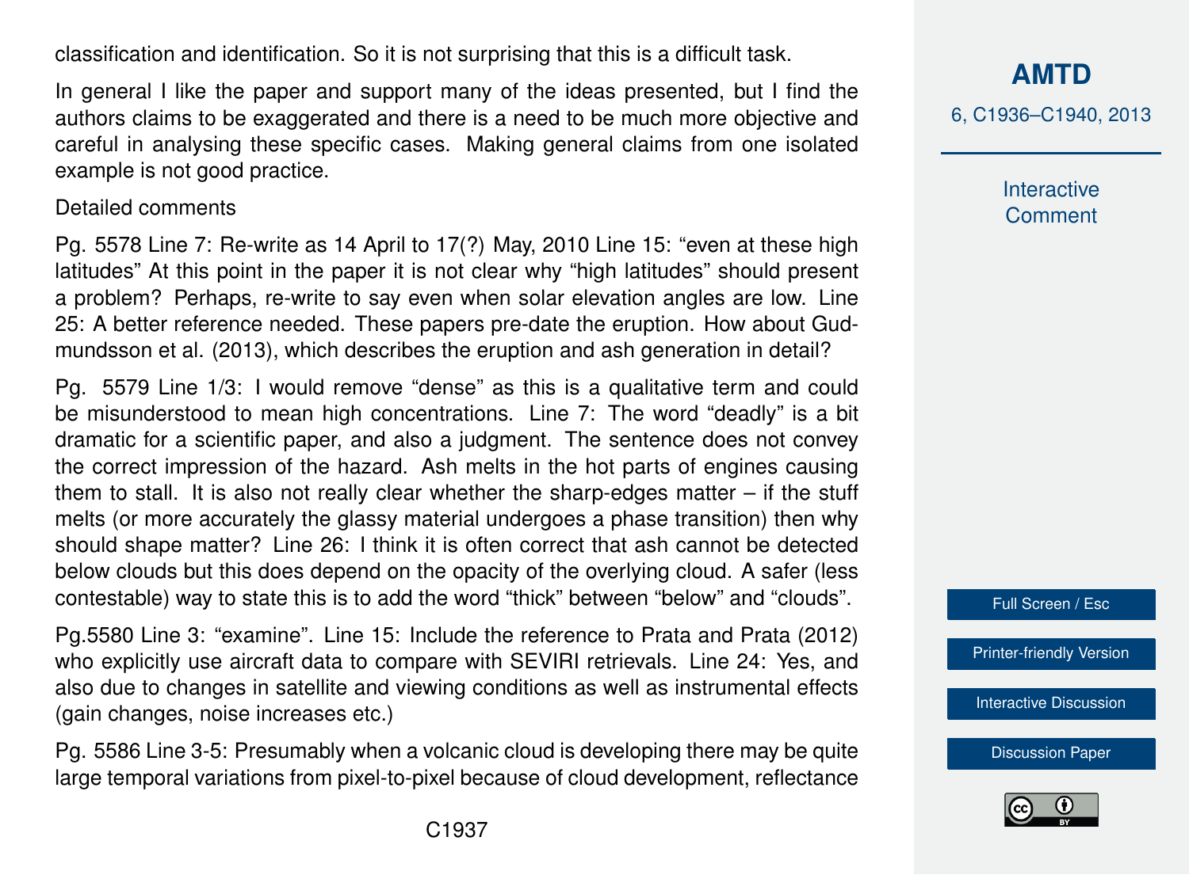classification and identification. So it is not surprising that this is a difficult task.

In general I like the paper and support many of the ideas presented, but I find the authors claims to be exaggerated and there is a need to be much more objective and careful in analysing these specific cases. Making general claims from one isolated example is not good practice.

Detailed comments

Pg. 5578 Line 7: Re-write as 14 April to 17(?) May, 2010 Line 15: "even at these high latitudes" At this point in the paper it is not clear why "high latitudes" should present a problem? Perhaps, re-write to say even when solar elevation angles are low. Line 25: A better reference needed. These papers pre-date the eruption. How about Gudmundsson et al. (2013), which describes the eruption and ash generation in detail?

Pg. 5579 Line 1/3: I would remove "dense" as this is a qualitative term and could be misunderstood to mean high concentrations. Line 7: The word "deadly" is a bit dramatic for a scientific paper, and also a judgment. The sentence does not convey the correct impression of the hazard. Ash melts in the hot parts of engines causing them to stall. It is also not really clear whether the sharp-edges matter – if the stuff melts (or more accurately the glassy material undergoes a phase transition) then why should shape matter? Line 26: I think it is often correct that ash cannot be detected below clouds but this does depend on the opacity of the overlying cloud. A safer (less contestable) way to state this is to add the word "thick" between "below" and "clouds".

Pg.5580 Line 3: "examine". Line 15: Include the reference to Prata and Prata (2012) who explicitly use aircraft data to compare with SEVIRI retrievals. Line 24: Yes, and also due to changes in satellite and viewing conditions as well as instrumental effects (gain changes, noise increases etc.)

Pg. 5586 Line 3-5: Presumably when a volcanic cloud is developing there may be quite large temporal variations from pixel-to-pixel because of cloud development, reflectance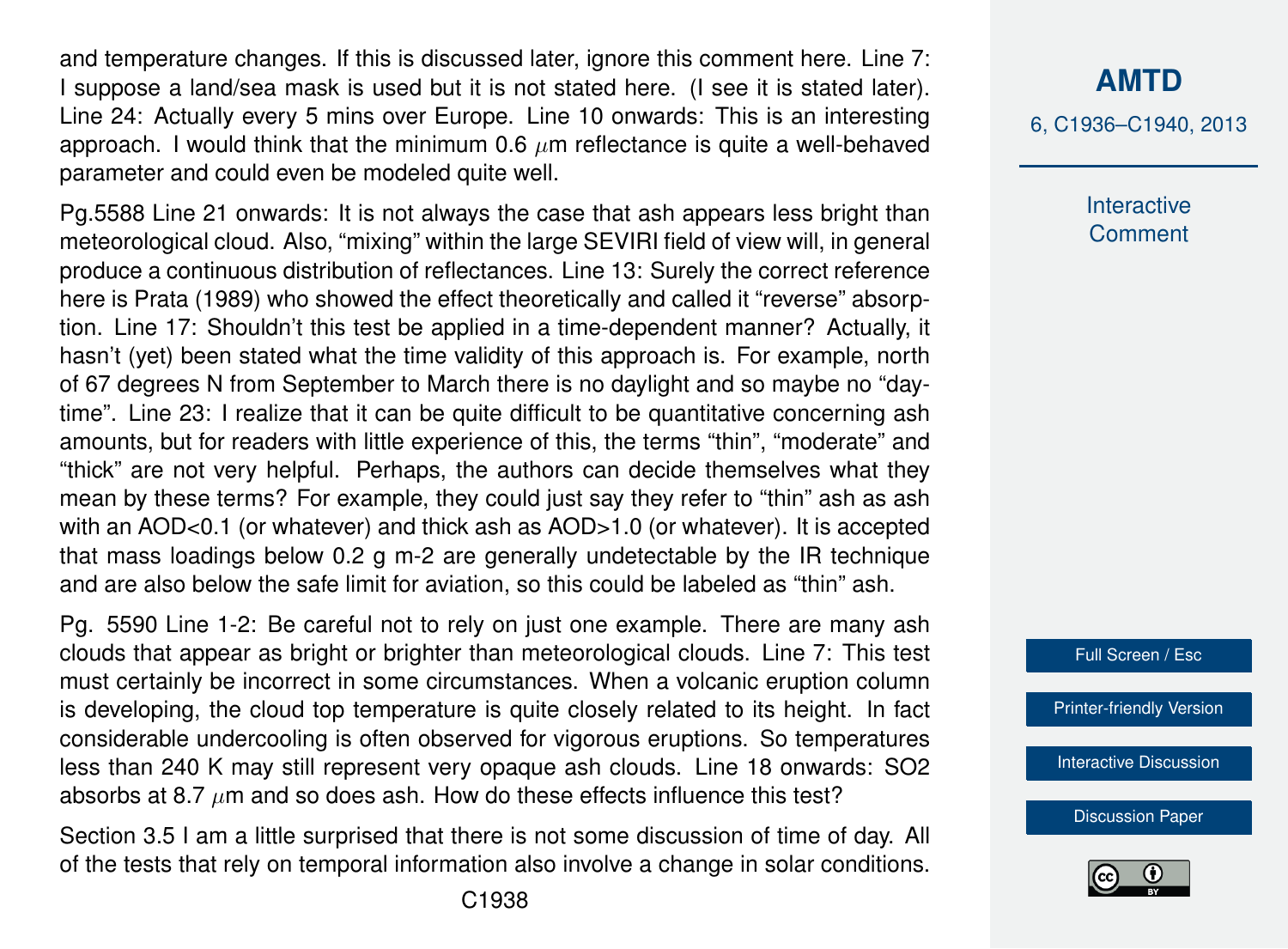and temperature changes. If this is discussed later, ignore this comment here. Line 7: I suppose a land/sea mask is used but it is not stated here. (I see it is stated later). Line 24: Actually every 5 mins over Europe. Line 10 onwards: This is an interesting approach. I would think that the minimum 0.6 $\mu$m reflectance is quite a well-behaved parameter and could even be modeled quite well.

Pg.5588 Line 21 onwards: It is not always the case that ash appears less bright than meteorological cloud. Also, "mixing" within the large SEVIRI field of view will, in general produce a continuous distribution of reflectances. Line 13: Surely the correct reference here is Prata (1989) who showed the effect theoretically and called it "reverse" absorption. Line 17: Shouldn't this test be applied in a time-dependent manner? Actually, it hasn't (yet) been stated what the time validity of this approach is. For example, north of 67 degrees N from September to March there is no daylight and so maybe no "day-time". Line 23: I realize that it can be quite difficult to be quantitative concerning ash amounts, but for readers with little experience of this, the terms "thin", "moderate" and "thick" are not very helpful. Perhaps, the authors can decide themselves what they mean by these terms? For example, they could just say they refer to "thin" ash as ash with an AOD<0.1 (or whatever) and thick ash as AOD>1.0 (or whatever). It is accepted that mass loadings below 0.2 g m-2 are generally undetectable by the IR technique and are also below the safe limit for aviation, so this could be labeled as "thin" ash.

Pg. 5590 Line 1-2: Be careful not to rely on just one example. There are many ash clouds that appear as bright or brighter than meteorological clouds. Line 7: This test must certainly be incorrect in some circumstances. When a volcanic eruption column is developing, the cloud top temperature is quite closely related to its height. In fact considerable undercooling is often observed for vigorous eruptions. So temperatures less than 240 K may still represent very opaque ash clouds. Line 18 onwards: $SO_2$ absorbs at 8.7 $\mu$m and so does ash. How do these effects influence this test?

Section 3.5 I am a little surprised that there is not some discussion of time of day. All of the tests that rely on temporal information also involve a change in solar conditions.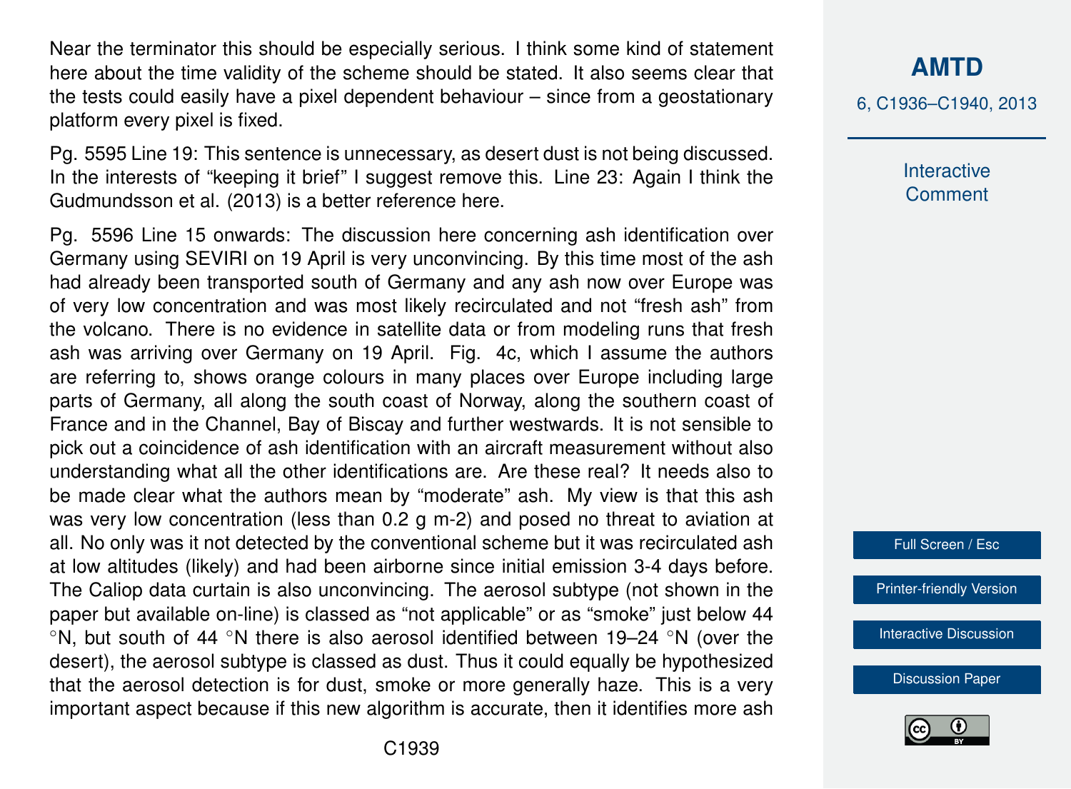Near the terminator this should be especially serious. I think some kind of statement here about the time validity of the scheme should be stated. It also seems clear that the tests could easily have a pixel dependent behaviour – since from a geostationary platform every pixel is fixed.

Pg. 5595 Line 19: This sentence is unnecessary, as desert dust is not being discussed. In the interests of "keeping it brief" I suggest remove this. Line 23: Again I think the Gudmundsson et al. (2013) is a better reference here.

Pg. 5596 Line 15 onwards: The discussion here concerning ash identification over Germany using SEVIRI on 19 April is very unconvincing. By this time most of the ash had already been transported south of Germany and any ash now over Europe was of very low concentration and was most likely recirculated and not "fresh ash" from the volcano. There is no evidence in satellite data or from modeling runs that fresh ash was arriving over Germany on 19 April. Fig. 4c, which I assume the authors are referring to, shows orange colours in many places over Europe including large parts of Germany, all along the south coast of Norway, along the southern coast of France and in the Channel, Bay of Biscay and further westwards. It is not sensible to pick out a coincidence of ash identification with an aircraft measurement without also understanding what all the other identifications are. Are these real? It needs also to be made clear what the authors mean by "moderate" ash. My view is that this ash was very low concentration (less than 0.2 g m-2) and posed no threat to aviation at all. No only was it not detected by the conventional scheme but it was recirculated ash at low altitudes (likely) and had been airborne since initial emission 3-4 days before. The Caliop data curtain is also unconvincing. The aerosol subtype (not shown in the paper but available on-line) is classed as "not applicable" or as "smoke" just below 44 °N, but south of 44 °N there is also aerosol identified between 19–24 °N (over the desert), the aerosol subtype is classed as dust. Thus it could equally be hypothesized that the aerosol detection is for dust, smoke or more generally haze. This is a very important aspect because if this new algorithm is accurate, then it identifies more ash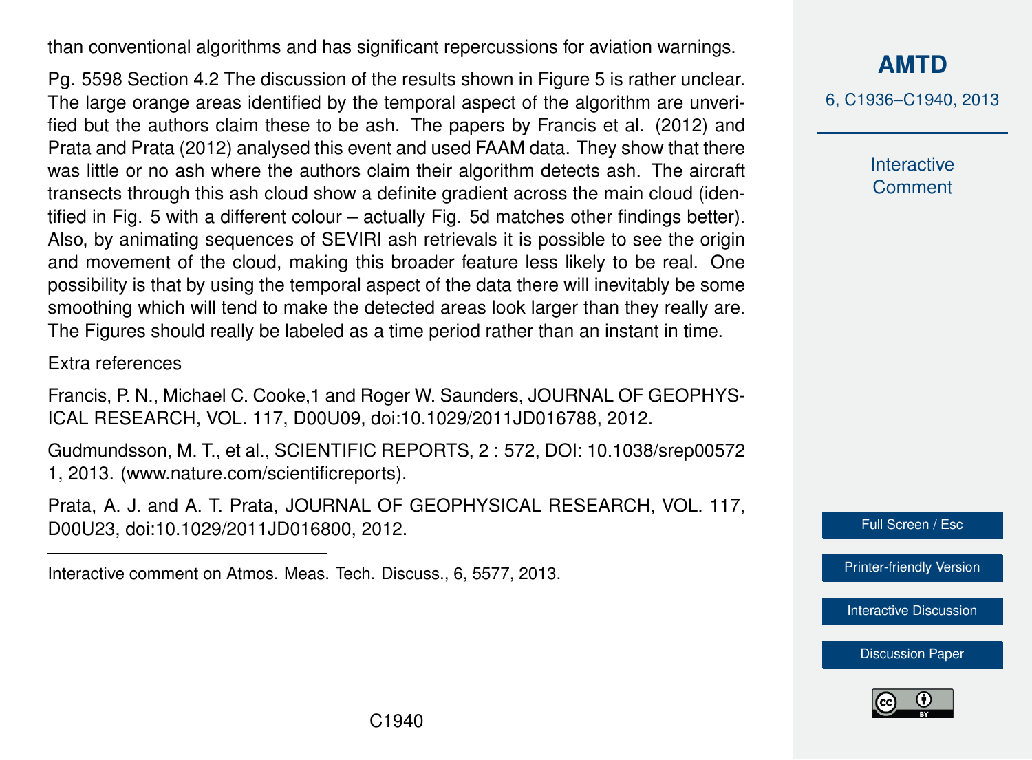than conventional algorithms and has significant repercussions for aviation warnings.

Pg. 5598 Section 4.2 The discussion of the results shown in Figure 5 is rather unclear. The large orange areas identified by the temporal aspect of the algorithm are unverified but the authors claim these to be ash. The papers by Francis et al. (2012) and Prata and Prata (2012) analysed this event and used FAAM data. They show that there was little or no ash where the authors claim their algorithm detects ash. The aircraft transects through this ash cloud show a definite gradient across the main cloud (identified in Fig. 5 with a different colour – actually Fig. 5d matches other findings better). Also, by animating sequences of SEVIRI ash retrievals it is possible to see the origin and movement of the cloud, making this broader feature less likely to be real. One possibility is that by using the temporal aspect of the data there will inevitably be some smoothing which will tend to make the detected areas look larger than they really are. The Figures should really be labeled as a time period rather than an instant in time.

Extra references

Francis, P. N., Michael C. Cooke,1 and Roger W. Saunders, JOURNAL OF GEOPHYSICAL RESEARCH, VOL. 117, D00U09, doi:10.1029/2011JD016788, 2012.

Gudmundsson, M. T., et al., SCIENTIFIC REPORTS, 2 : 572, DOI: 10.1038/srep00572 1, 2013. (www.nature.com/scientificreports).

Prata, A. J. and A. T. Prata, JOURNAL OF GEOPHYSICAL RESEARCH, VOL. 117, D00U23, doi:10.1029/2011JD016800, 2012.

---

Interactive comment on Atmos. Meas. Tech. Discuss., 6, 5577, 2013.